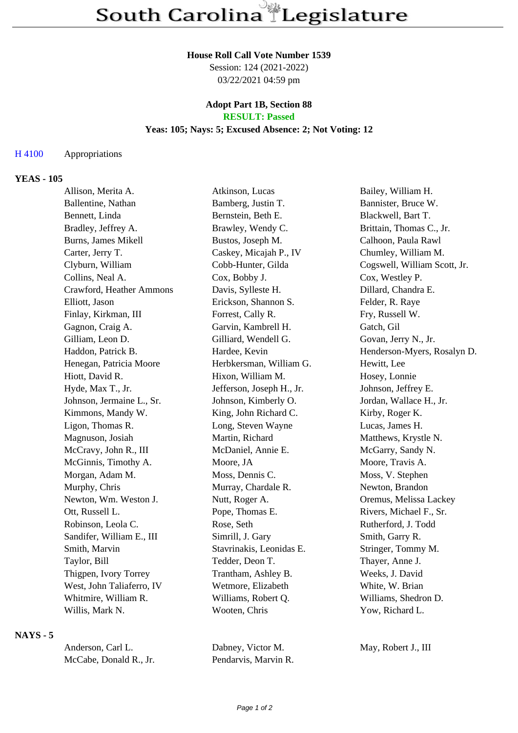# South Carolina Legislature

**House Roll Call Vote Number 1539**
Session: 124 (2021-2022)
03/22/2021 04:59 pm

**Adopt Part 1B, Section 88**
**RESULT: Passed**
**Yeas: 105; Nays: 5; Excused Absence: 2; Not Voting: 12**

H 4100 Appropriations

## YEAS - 105

| | | |
|---|---|---|
| Allison, Merita A. | Atkinson, Lucas | Bailey, William H. |
| Ballentine, Nathan | Bamberg, Justin T. | Bannister, Bruce W. |
| Bennett, Linda | Bernstein, Beth E. | Blackwell, Bart T. |
| Bradley, Jeffrey A. | Brawley, Wendy C. | Brittain, Thomas C., Jr. |
| Burns, James Mikell | Bustos, Joseph M. | Calhoon, Paula Rawl |
| Carter, Jerry T. | Caskey, Micajah P., IV | Chumley, William M. |
| Clyburn, William | Cobb-Hunter, Gilda | Cogswell, William Scott, Jr. |
| Collins, Neal A. | Cox, Bobby J. | Cox, Westley P. |
| Crawford, Heather Ammons | Davis, Sylleste H. | Dillard, Chandra E. |
| Elliott, Jason | Erickson, Shannon S. | Felder, R. Raye |
| Finlay, Kirkman, III | Forrest, Cally R. | Fry, Russell W. |
| Gagnon, Craig A. | Garvin, Kambrell H. | Gatch, Gil |
| Gilliam, Leon D. | Gilliard, Wendell G. | Govan, Jerry N., Jr. |
| Haddon, Patrick B. | Hardee, Kevin | Henderson-Myers, Rosalyn D. |
| Henegan, Patricia Moore | Herbkersman, William G. | Hewitt, Lee |
| Hiott, David R. | Hixon, William M. | Hosey, Lonnie |
| Hyde, Max T., Jr. | Jefferson, Joseph H., Jr. | Johnson, Jeffrey E. |
| Johnson, Jermaine L., Sr. | Johnson, Kimberly O. | Jordan, Wallace H., Jr. |
| Kimmons, Mandy W. | King, John Richard C. | Kirby, Roger K. |
| Ligon, Thomas R. | Long, Steven Wayne | Lucas, James H. |
| Magnuson, Josiah | Martin, Richard | Matthews, Krystle N. |
| McCravy, John R., III | McDaniel, Annie E. | McGarry, Sandy N. |
| McGinnis, Timothy A. | Moore, JA | Moore, Travis A. |
| Morgan, Adam M. | Moss, Dennis C. | Moss, V. Stephen |
| Murphy, Chris | Murray, Chardale R. | Newton, Brandon |
| Newton, Wm. Weston J. | Nutt, Roger A. | Oremus, Melissa Lackey |
| Ott, Russell L. | Pope, Thomas E. | Rivers, Michael F., Sr. |
| Robinson, Leola C. | Rose, Seth | Rutherford, J. Todd |
| Sandifer, William E., III | Simrill, J. Gary | Smith, Garry R. |
| Smith, Marvin | Stavrinakis, Leonidas E. | Stringer, Tommy M. |
| Taylor, Bill | Tedder, Deon T. | Thayer, Anne J. |
| Thigpen, Ivory Torrey | Trantham, Ashley B. | Weeks, J. David |
| West, John Taliaferro, IV | Wetmore, Elizabeth | White, W. Brian |
| Whitmire, William R. | Williams, Robert Q. | Williams, Shedron D. |
| Willis, Mark N. | Wooten, Chris | Yow, Richard L. |

## NAYS - 5

| | | |
|---|---|---|
| Anderson, Carl L. | Dabney, Victor M. | May, Robert J., III |
| McCabe, Donald R., Jr. | Pendarvis, Marvin R. | |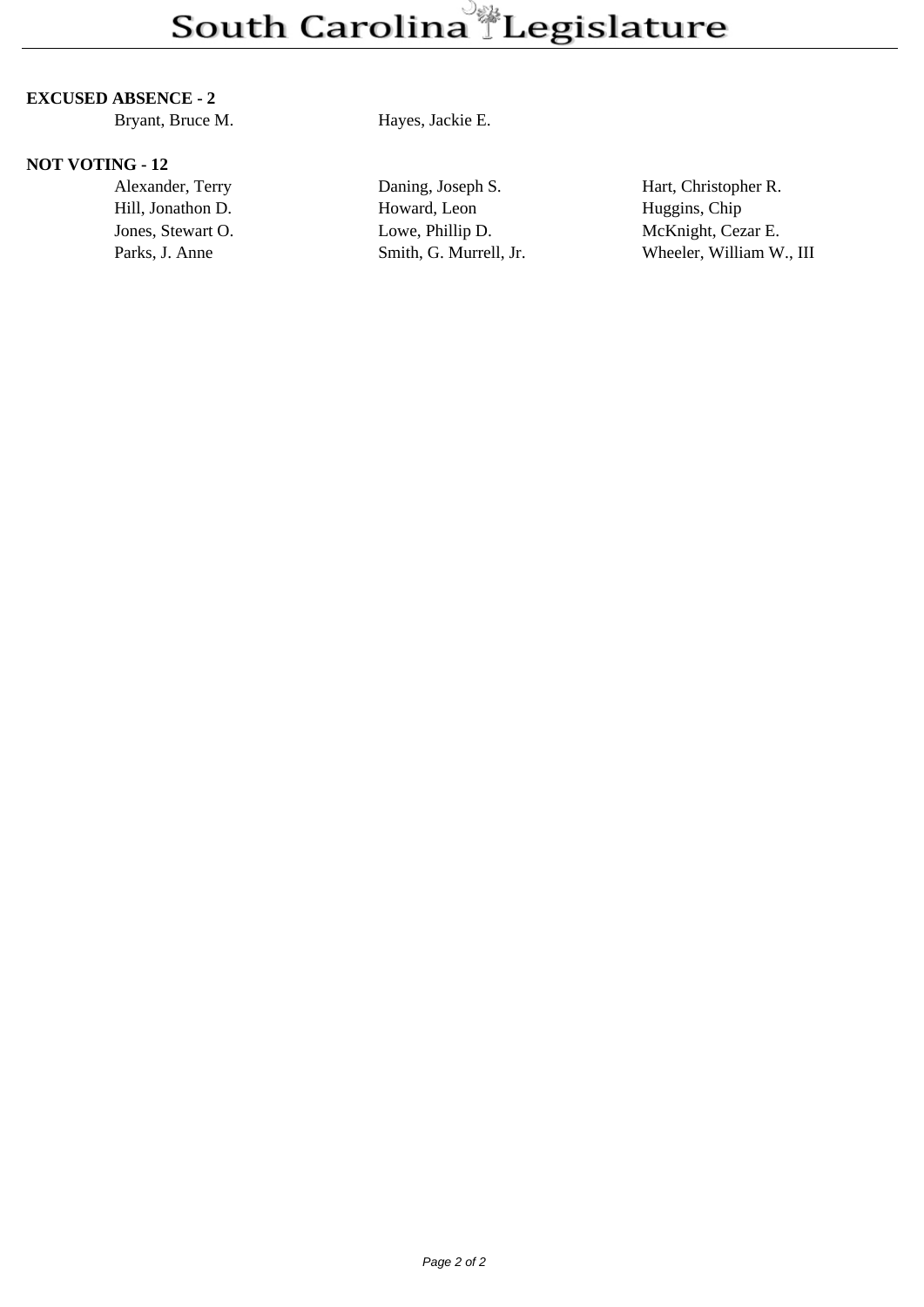**EXCUSED ABSENCE - 2**

| | |
|---|---|
| Bryant, Bruce M. | Hayes, Jackie E. |

**NOT VOTING - 12**

| | | |
|---|---|---|
| Alexander, Terry | Daning, Joseph S. | Hart, Christopher R. |
| Hill, Jonathon D. | Howard, Leon | Huggins, Chip |
| Jones, Stewart O. | Lowe, Phillip D. | McKnight, Cezar E. |
| Parks, J. Anne | Smith, G. Murrell, Jr. | Wheeler, William W., III |